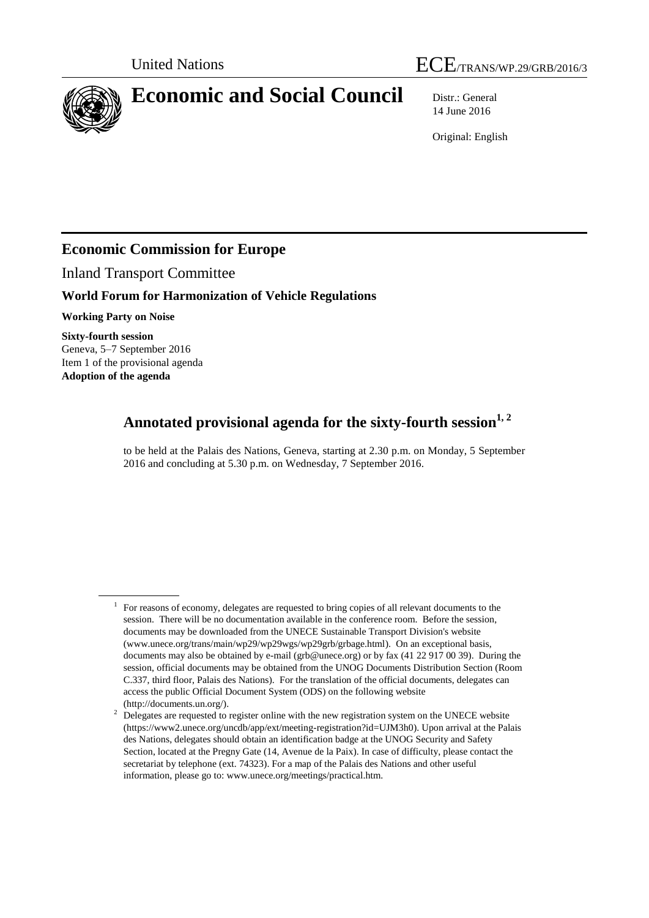United Nations

ECE/TRANS/WP.29/GRB/2016/3

# Economic and Social Council

Distr.: General
14 June 2016

Original: English

## Economic Commission for Europe

Inland Transport Committee

### World Forum for Harmonization of Vehicle Regulations

**Working Party on Noise**

**Sixty-fourth session**
Geneva, 5–7 September 2016
Item 1 of the provisional agenda
**Adoption of the agenda**

## Annotated provisional agenda for the sixty-fourth session[1, 2]

to be held at the Palais des Nations, Geneva, starting at 2.30 p.m. on Monday, 5 September 2016 and concluding at 5.30 p.m. on Wednesday, 7 September 2016.

---

[1] For reasons of economy, delegates are requested to bring copies of all relevant documents to the session. There will be no documentation available in the conference room. Before the session, documents may be downloaded from the UNECE Sustainable Transport Division's website (www.unece.org/trans/main/wp29/wp29wgs/wp29grb/grbage.html). On an exceptional basis, documents may also be obtained by e-mail (grb@unece.org) or by fax (41 22 917 00 39). During the session, official documents may be obtained from the UNOG Documents Distribution Section (Room C.337, third floor, Palais des Nations). For the translation of the official documents, delegates can access the public Official Document System (ODS) on the following website (http://documents.un.org/).

[2] Delegates are requested to register online with the new registration system on the UNECE website (https://www2.unece.org/uncdb/app/ext/meeting-registration?id=UJM3h0). Upon arrival at the Palais des Nations, delegates should obtain an identification badge at the UNOG Security and Safety Section, located at the Pregny Gate (14, Avenue de la Paix). In case of difficulty, please contact the secretariat by telephone (ext. 74323). For a map of the Palais des Nations and other useful information, please go to: www.unece.org/meetings/practical.htm.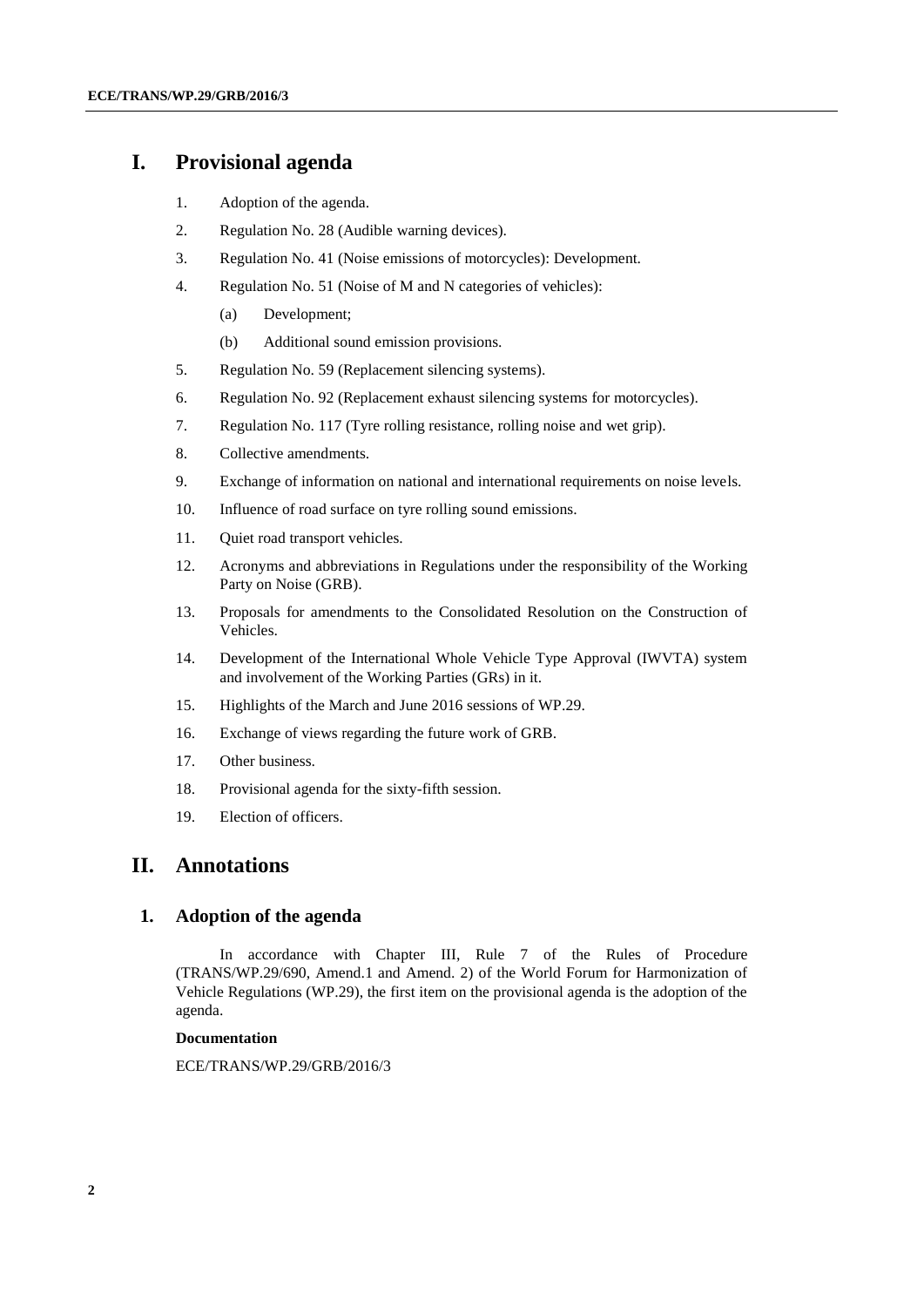# I. Provisional agenda

1. Adoption of the agenda.
2. Regulation No. 28 (Audible warning devices).
3. Regulation No. 41 (Noise emissions of motorcycles): Development.
4. Regulation No. 51 (Noise of M and N categories of vehicles):
   (a) Development;
   (b) Additional sound emission provisions.
5. Regulation No. 59 (Replacement silencing systems).
6. Regulation No. 92 (Replacement exhaust silencing systems for motorcycles).
7. Regulation No. 117 (Tyre rolling resistance, rolling noise and wet grip).
8. Collective amendments.
9. Exchange of information on national and international requirements on noise levels.
10. Influence of road surface on tyre rolling sound emissions.
11. Quiet road transport vehicles.
12. Acronyms and abbreviations in Regulations under the responsibility of the Working Party on Noise (GRB).
13. Proposals for amendments to the Consolidated Resolution on the Construction of Vehicles.
14. Development of the International Whole Vehicle Type Approval (IWVTA) system and involvement of the Working Parties (GRs) in it.
15. Highlights of the March and June 2016 sessions of WP.29.
16. Exchange of views regarding the future work of GRB.
17. Other business.
18. Provisional agenda for the sixty-fifth session.
19. Election of officers.

# II. Annotations

## 1. Adoption of the agenda

In accordance with Chapter III, Rule 7 of the Rules of Procedure (TRANS/WP.29/690, Amend.1 and Amend. 2) of the World Forum for Harmonization of Vehicle Regulations (WP.29), the first item on the provisional agenda is the adoption of the agenda.

**Documentation**

ECE/TRANS/WP.29/GRB/2016/3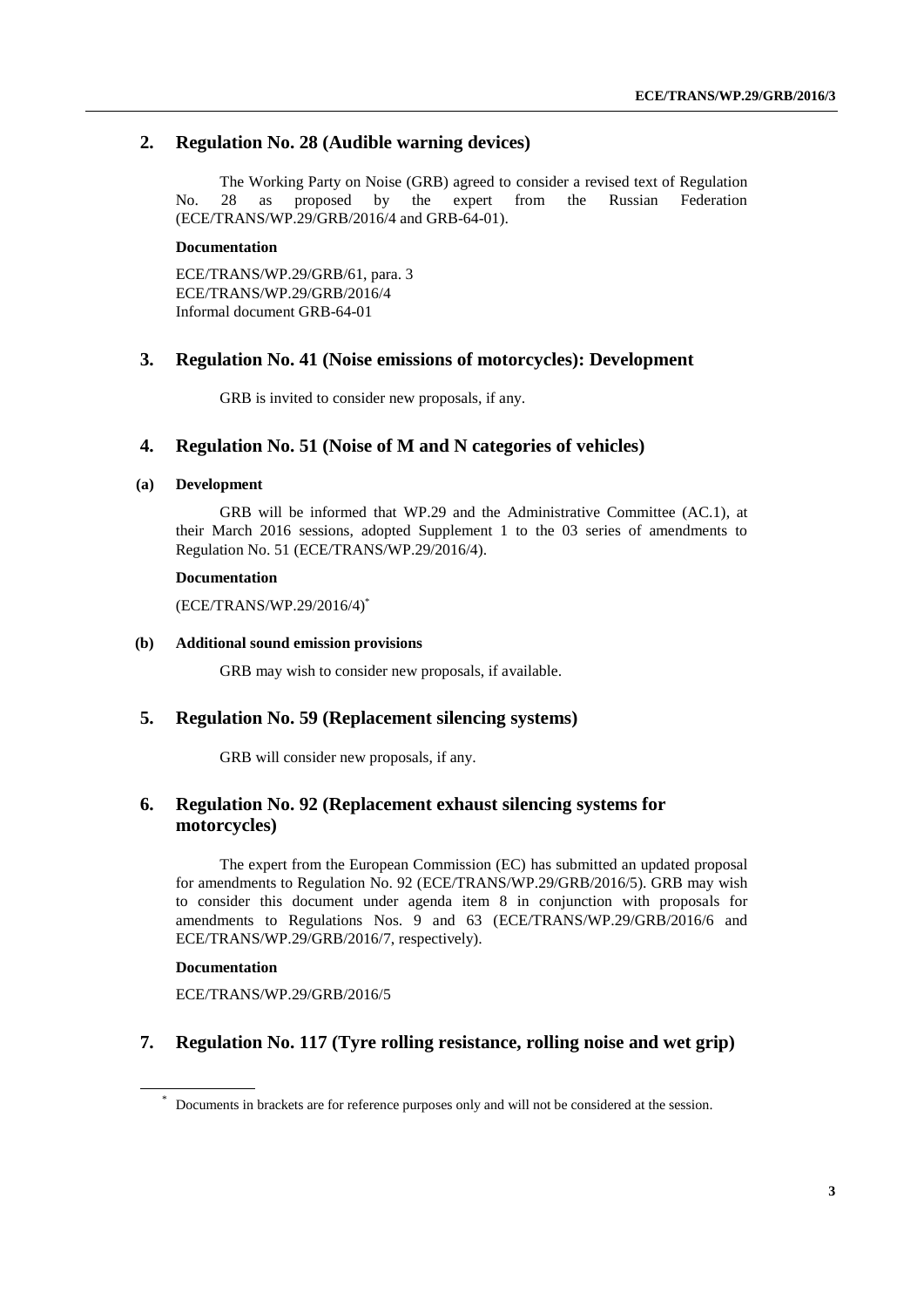## 2. Regulation No. 28 (Audible warning devices)

The Working Party on Noise (GRB) agreed to consider a revised text of Regulation No. 28 as proposed by the expert from the Russian Federation (ECE/TRANS/WP.29/GRB/2016/4 and GRB-64-01).

**Documentation**

ECE/TRANS/WP.29/GRB/61, para. 3
ECE/TRANS/WP.29/GRB/2016/4
Informal document GRB-64-01

## 3. Regulation No. 41 (Noise emissions of motorcycles): Development

GRB is invited to consider new proposals, if any.

## 4. Regulation No. 51 (Noise of M and N categories of vehicles)

### (a) Development

GRB will be informed that WP.29 and the Administrative Committee (AC.1), at their March 2016 sessions, adopted Supplement 1 to the 03 series of amendments to Regulation No. 51 (ECE/TRANS/WP.29/2016/4).

**Documentation**

(ECE/TRANS/WP.29/2016/4)*

### (b) Additional sound emission provisions

GRB may wish to consider new proposals, if available.

## 5. Regulation No. 59 (Replacement silencing systems)

GRB will consider new proposals, if any.

## 6. Regulation No. 92 (Replacement exhaust silencing systems for motorcycles)

The expert from the European Commission (EC) has submitted an updated proposal for amendments to Regulation No. 92 (ECE/TRANS/WP.29/GRB/2016/5). GRB may wish to consider this document under agenda item 8 in conjunction with proposals for amendments to Regulations Nos. 9 and 63 (ECE/TRANS/WP.29/GRB/2016/6 and ECE/TRANS/WP.29/GRB/2016/7, respectively).

**Documentation**

ECE/TRANS/WP.29/GRB/2016/5

## 7. Regulation No. 117 (Tyre rolling resistance, rolling noise and wet grip)

* Documents in brackets are for reference purposes only and will not be considered at the session.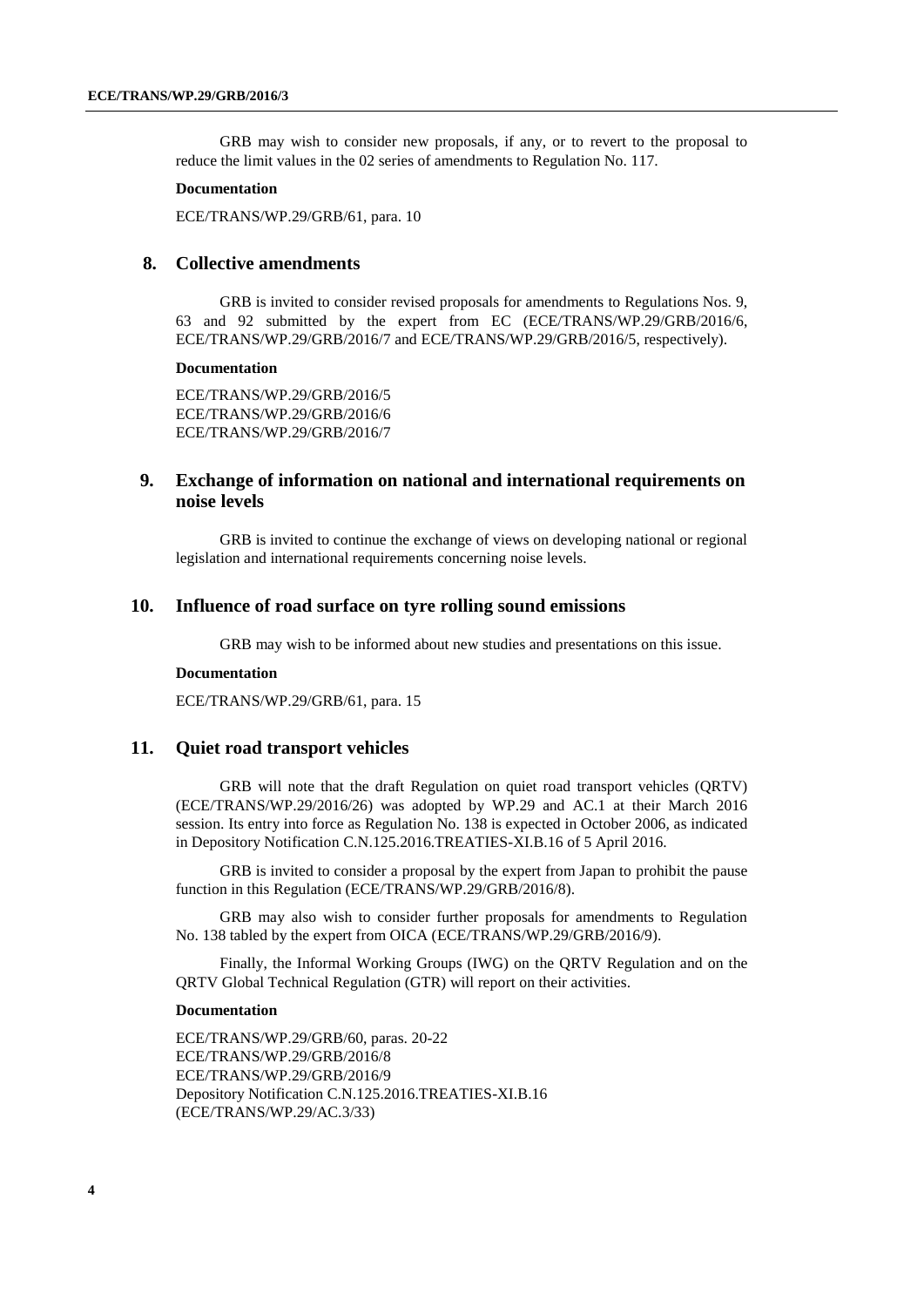GRB may wish to consider new proposals, if any, or to revert to the proposal to reduce the limit values in the 02 series of amendments to Regulation No. 117.

**Documentation**

ECE/TRANS/WP.29/GRB/61, para. 10

## 8. Collective amendments

GRB is invited to consider revised proposals for amendments to Regulations Nos. 9, 63 and 92 submitted by the expert from EC (ECE/TRANS/WP.29/GRB/2016/6, ECE/TRANS/WP.29/GRB/2016/7 and ECE/TRANS/WP.29/GRB/2016/5, respectively).

**Documentation**

ECE/TRANS/WP.29/GRB/2016/5
ECE/TRANS/WP.29/GRB/2016/6
ECE/TRANS/WP.29/GRB/2016/7

## 9. Exchange of information on national and international requirements on noise levels

GRB is invited to continue the exchange of views on developing national or regional legislation and international requirements concerning noise levels.

## 10. Influence of road surface on tyre rolling sound emissions

GRB may wish to be informed about new studies and presentations on this issue.

**Documentation**

ECE/TRANS/WP.29/GRB/61, para. 15

## 11. Quiet road transport vehicles

GRB will note that the draft Regulation on quiet road transport vehicles (QRTV) (ECE/TRANS/WP.29/2016/26) was adopted by WP.29 and AC.1 at their March 2016 session. Its entry into force as Regulation No. 138 is expected in October 2006, as indicated in Depository Notification C.N.125.2016.TREATIES-XI.B.16 of 5 April 2016.

GRB is invited to consider a proposal by the expert from Japan to prohibit the pause function in this Regulation (ECE/TRANS/WP.29/GRB/2016/8).

GRB may also wish to consider further proposals for amendments to Regulation No. 138 tabled by the expert from OICA (ECE/TRANS/WP.29/GRB/2016/9).

Finally, the Informal Working Groups (IWG) on the QRTV Regulation and on the QRTV Global Technical Regulation (GTR) will report on their activities.

**Documentation**

ECE/TRANS/WP.29/GRB/60, paras. 20-22
ECE/TRANS/WP.29/GRB/2016/8
ECE/TRANS/WP.29/GRB/2016/9
Depository Notification C.N.125.2016.TREATIES-XI.B.16
(ECE/TRANS/WP.29/AC.3/33)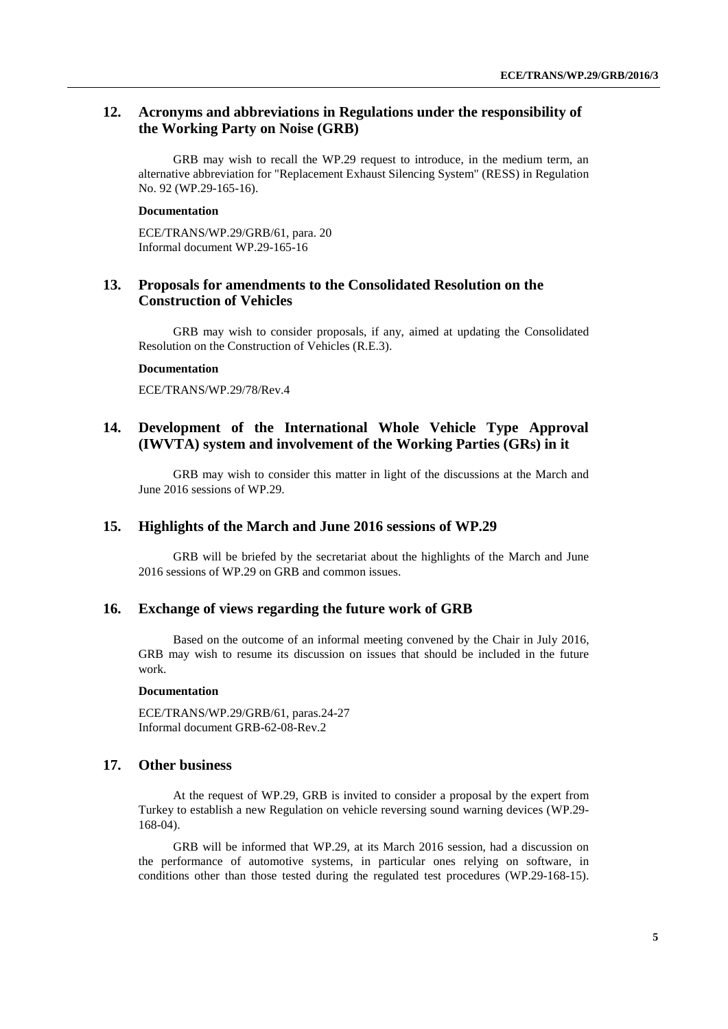## 12. Acronyms and abbreviations in Regulations under the responsibility of the Working Party on Noise (GRB)

GRB may wish to recall the WP.29 request to introduce, in the medium term, an alternative abbreviation for "Replacement Exhaust Silencing System" (RESS) in Regulation No. 92 (WP.29-165-16).

**Documentation**

ECE/TRANS/WP.29/GRB/61, para. 20
Informal document WP.29-165-16

## 13. Proposals for amendments to the Consolidated Resolution on the Construction of Vehicles

GRB may wish to consider proposals, if any, aimed at updating the Consolidated Resolution on the Construction of Vehicles (R.E.3).

**Documentation**

ECE/TRANS/WP.29/78/Rev.4

## 14. Development of the International Whole Vehicle Type Approval (IWVTA) system and involvement of the Working Parties (GRs) in it

GRB may wish to consider this matter in light of the discussions at the March and June 2016 sessions of WP.29.

## 15. Highlights of the March and June 2016 sessions of WP.29

GRB will be briefed by the secretariat about the highlights of the March and June 2016 sessions of WP.29 on GRB and common issues.

## 16. Exchange of views regarding the future work of GRB

Based on the outcome of an informal meeting convened by the Chair in July 2016, GRB may wish to resume its discussion on issues that should be included in the future work.

**Documentation**

ECE/TRANS/WP.29/GRB/61, paras.24-27
Informal document GRB-62-08-Rev.2

## 17. Other business

At the request of WP.29, GRB is invited to consider a proposal by the expert from Turkey to establish a new Regulation on vehicle reversing sound warning devices (WP.29-168-04).

GRB will be informed that WP.29, at its March 2016 session, had a discussion on the performance of automotive systems, in particular ones relying on software, in conditions other than those tested during the regulated test procedures (WP.29-168-15).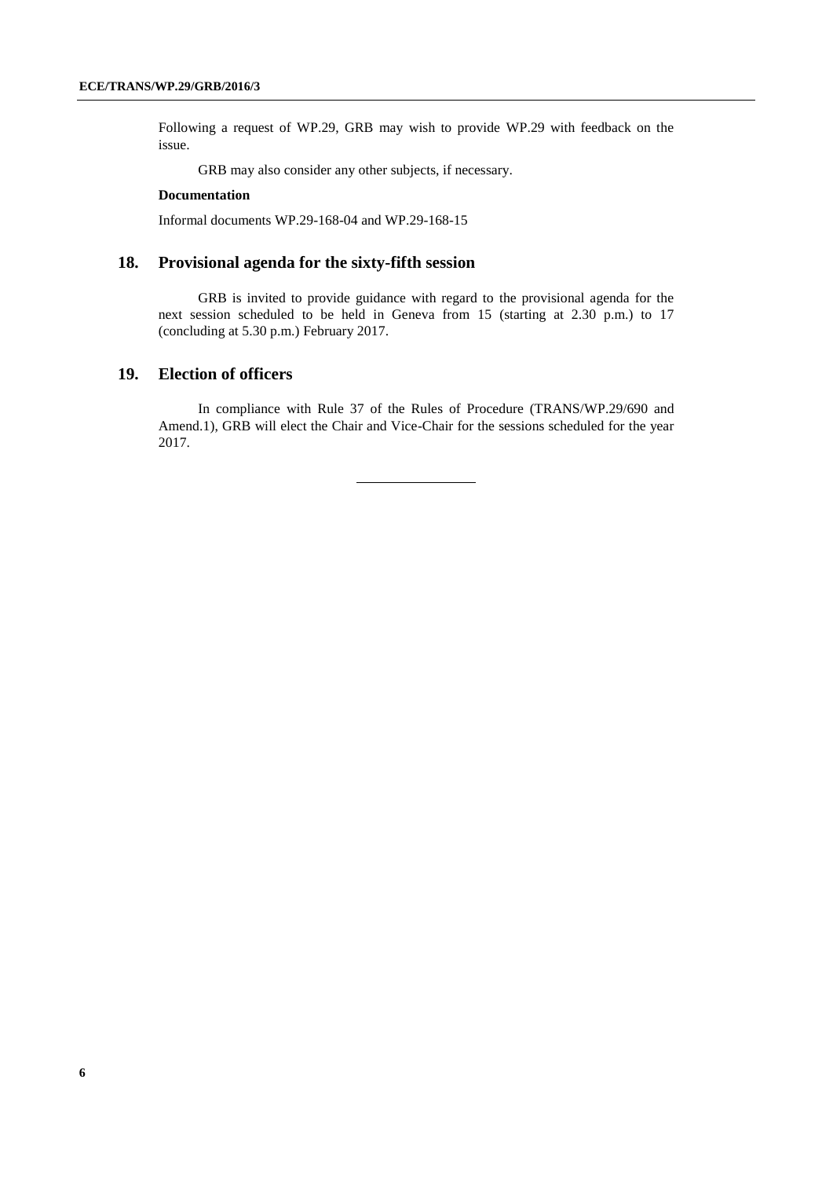Following a request of WP.29, GRB may wish to provide WP.29 with feedback on the issue.

GRB may also consider any other subjects, if necessary.

**Documentation**

Informal documents WP.29-168-04 and WP.29-168-15

## 18. Provisional agenda for the sixty-fifth session

GRB is invited to provide guidance with regard to the provisional agenda for the next session scheduled to be held in Geneva from 15 (starting at 2.30 p.m.) to 17 (concluding at 5.30 p.m.) February 2017.

## 19. Election of officers

In compliance with Rule 37 of the Rules of Procedure (TRANS/WP.29/690 and Amend.1), GRB will elect the Chair and Vice-Chair for the sessions scheduled for the year 2017.